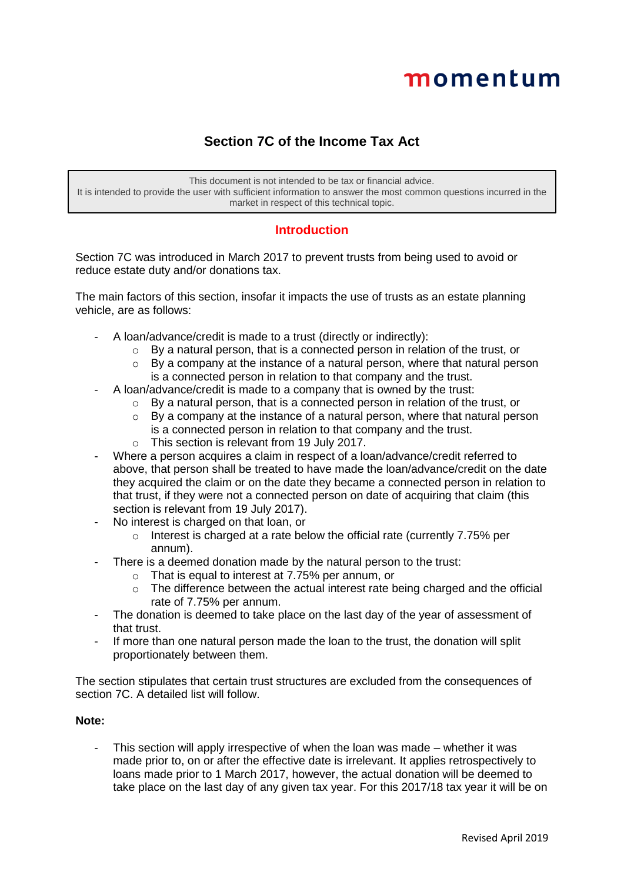# Section 7C of the Income Tax Act

> This document is not intended to be tax or financial advice.
> It is intended to provide the user with sufficient information to answer the most common questions incurred in the market in respect of this technical topic.

## Introduction

Section 7C was introduced in March 2017 to prevent trusts from being used to avoid or reduce estate duty and/or donations tax.

The main factors of this section, insofar it impacts the use of trusts as an estate planning vehicle, are as follows:

- A loan/advance/credit is made to a trust (directly or indirectly):
  - By a natural person, that is a connected person in relation of the trust, or
  - By a company at the instance of a natural person, where that natural person is a connected person in relation to that company and the trust.
- A loan/advance/credit is made to a company that is owned by the trust:
  - By a natural person, that is a connected person in relation of the trust, or
  - By a company at the instance of a natural person, where that natural person is a connected person in relation to that company and the trust.
  - This section is relevant from 19 July 2017.
- Where a person acquires a claim in respect of a loan/advance/credit referred to above, that person shall be treated to have made the loan/advance/credit on the date they acquired the claim or on the date they became a connected person in relation to that trust, if they were not a connected person on date of acquiring that claim (this section is relevant from 19 July 2017).
- No interest is charged on that loan, or
  - Interest is charged at a rate below the official rate (currently 7.75% per annum).
- There is a deemed donation made by the natural person to the trust:
  - That is equal to interest at 7.75% per annum, or
  - The difference between the actual interest rate being charged and the official rate of 7.75% per annum.
- The donation is deemed to take place on the last day of the year of assessment of that trust.
- If more than one natural person made the loan to the trust, the donation will split proportionately between them.

The section stipulates that certain trust structures are excluded from the consequences of section 7C. A detailed list will follow.

**Note:**

- This section will apply irrespective of when the loan was made – whether it was made prior to, on or after the effective date is irrelevant. It applies retrospectively to loans made prior to 1 March 2017, however, the actual donation will be deemed to take place on the last day of any given tax year. For this 2017/18 tax year it will be on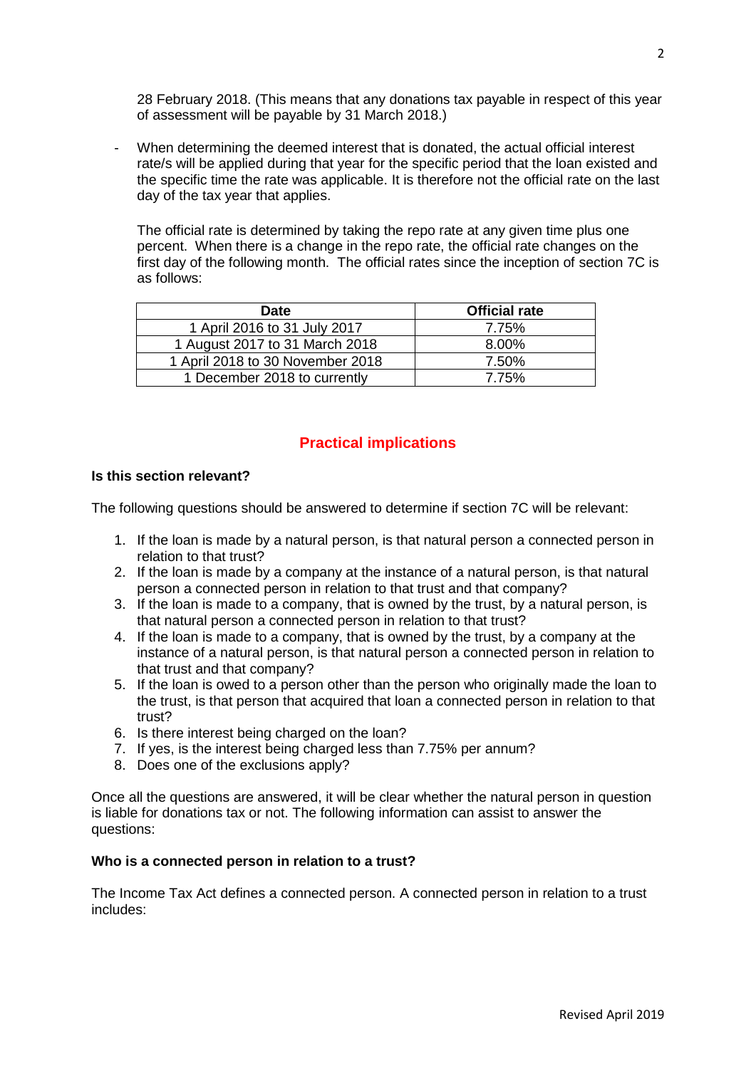28 February 2018. (This means that any donations tax payable in respect of this year of assessment will be payable by 31 March 2018.)

- When determining the deemed interest that is donated, the actual official interest rate/s will be applied during that year for the specific period that the loan existed and the specific time the rate was applicable. It is therefore not the official rate on the last day of the tax year that applies.

  The official rate is determined by taking the repo rate at any given time plus one percent. When there is a change in the repo rate, the official rate changes on the first day of the following month. The official rates since the inception of section 7C is as follows:

| Date | Official rate |
|---|---|
| 1 April 2016 to 31 July 2017 | 7.75% |
| 1 August 2017 to 31 March 2018 | 8.00% |
| 1 April 2018 to 30 November 2018 | 7.50% |
| 1 December 2018 to currently | 7.75% |

## Practical implications

**Is this section relevant?**

The following questions should be answered to determine if section 7C will be relevant:

1. If the loan is made by a natural person, is that natural person a connected person in relation to that trust?
2. If the loan is made by a company at the instance of a natural person, is that natural person a connected person in relation to that trust and that company?
3. If the loan is made to a company, that is owned by the trust, by a natural person, is that natural person a connected person in relation to that trust?
4. If the loan is made to a company, that is owned by the trust, by a company at the instance of a natural person, is that natural person a connected person in relation to that trust and that company?
5. If the loan is owed to a person other than the person who originally made the loan to the trust, is that person that acquired that loan a connected person in relation to that trust?
6. Is there interest being charged on the loan?
7. If yes, is the interest being charged less than 7.75% per annum?
8. Does one of the exclusions apply?

Once all the questions are answered, it will be clear whether the natural person in question is liable for donations tax or not. The following information can assist to answer the questions:

**Who is a connected person in relation to a trust?**

The Income Tax Act defines a connected person. A connected person in relation to a trust includes: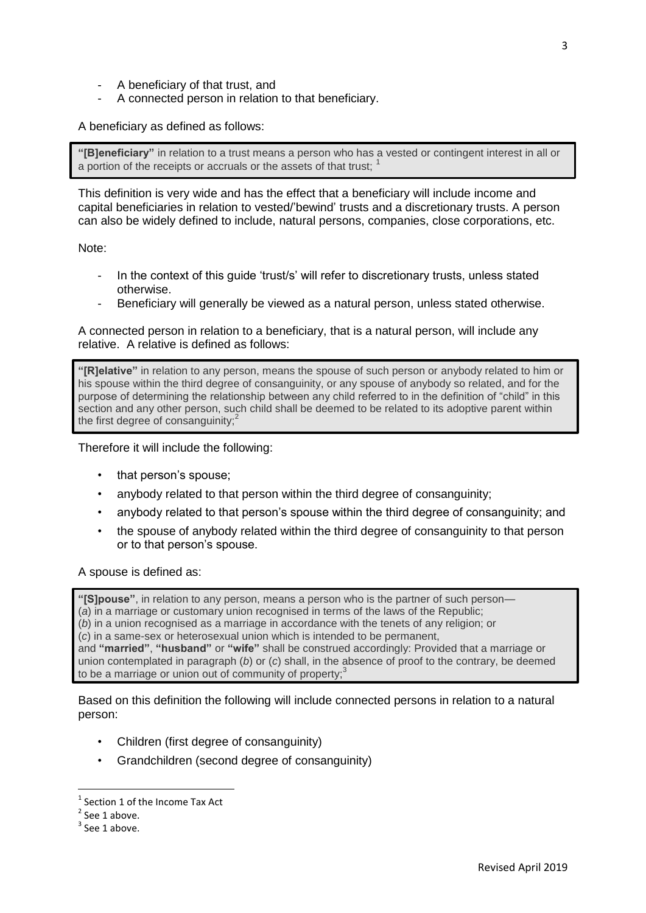- A beneficiary of that trust, and
- A connected person in relation to that beneficiary.

A beneficiary as defined as follows:

> **"[B]eneficiary"** in relation to a trust means a person who has a vested or contingent interest in all or a portion of the receipts or accruals or the assets of that trust; [1]

This definition is very wide and has the effect that a beneficiary will include income and capital beneficiaries in relation to vested/'bewind' trusts and a discretionary trusts. A person can also be widely defined to include, natural persons, companies, close corporations, etc.

Note:

- In the context of this guide 'trust/s' will refer to discretionary trusts, unless stated otherwise.
- Beneficiary will generally be viewed as a natural person, unless stated otherwise.

A connected person in relation to a beneficiary, that is a natural person, will include any relative. A relative is defined as follows:

> **"[R]elative"** in relation to any person, means the spouse of such person or anybody related to him or his spouse within the third degree of consanguinity, or any spouse of anybody so related, and for the purpose of determining the relationship between any child referred to in the definition of "child" in this section and any other person, such child shall be deemed to be related to its adoptive parent within the first degree of consanguinity; [2]

Therefore it will include the following:

- that person's spouse;
- anybody related to that person within the third degree of consanguinity;
- anybody related to that person's spouse within the third degree of consanguinity; and
- the spouse of anybody related within the third degree of consanguinity to that person or to that person's spouse.

A spouse is defined as:

> **"[S]pouse"**, in relation to any person, means a person who is the partner of such person—
> (*a*) in a marriage or customary union recognised in terms of the laws of the Republic;
> (*b*) in a union recognised as a marriage in accordance with the tenets of any religion; or
> (*c*) in a same-sex or heterosexual union which is intended to be permanent,
> and **"married"**, **"husband"** or **"wife"** shall be construed accordingly: Provided that a marriage or union contemplated in paragraph (*b*) or (*c*) shall, in the absence of proof to the contrary, be deemed to be a marriage or union out of community of property; [3]

Based on this definition the following will include connected persons in relation to a natural person:

- Children (first degree of consanguinity)
- Grandchildren (second degree of consanguinity)

---

[1] Section 1 of the Income Tax Act

[2] See 1 above.

[3] See 1 above.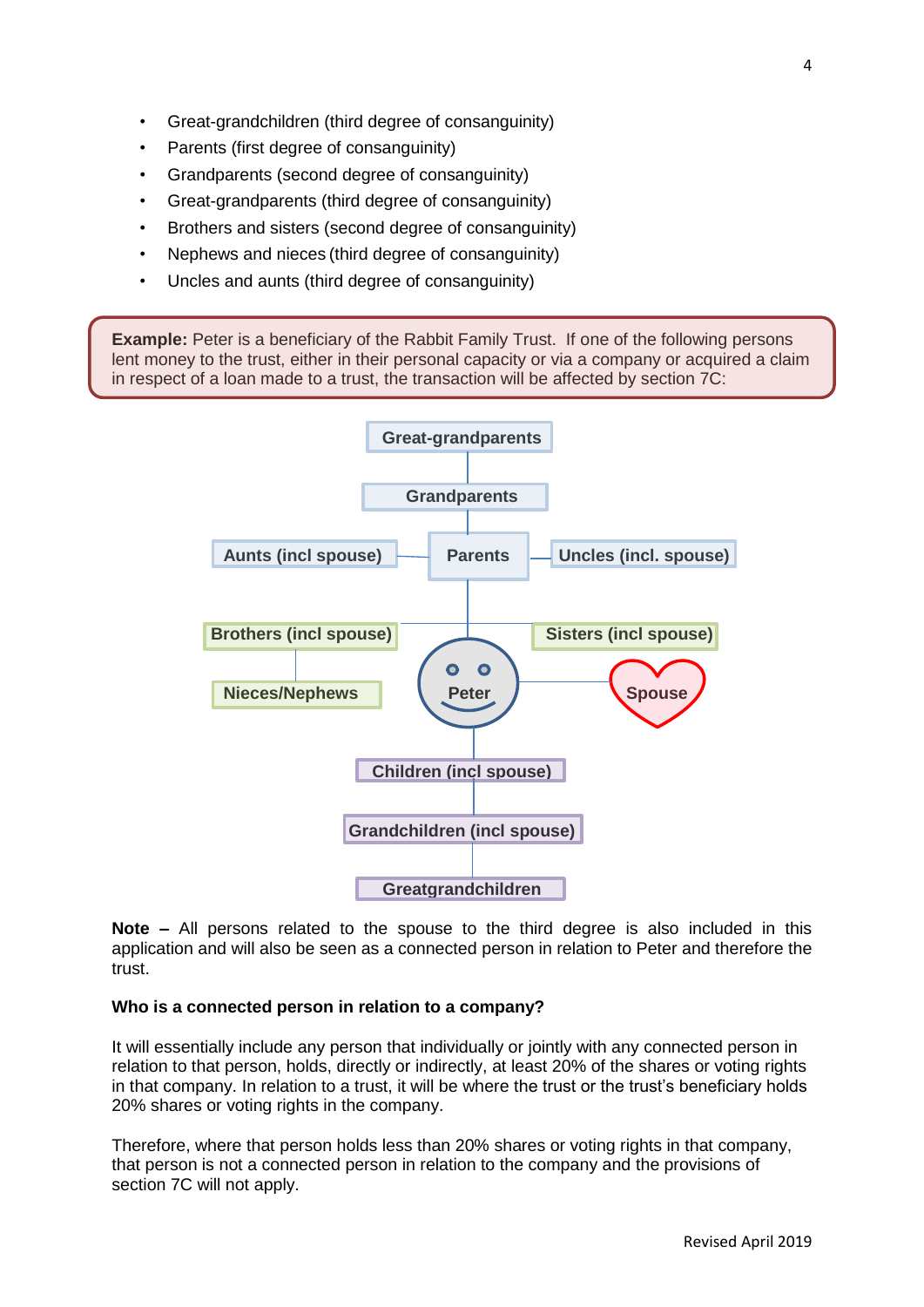- Great-grandchildren (third degree of consanguinity)
- Parents (first degree of consanguinity)
- Grandparents (second degree of consanguinity)
- Great-grandparents (third degree of consanguinity)
- Brothers and sisters (second degree of consanguinity)
- Nephews and nieces (third degree of consanguinity)
- Uncles and aunts (third degree of consanguinity)

**Example:** Peter is a beneficiary of the Rabbit Family Trust. If one of the following persons lent money to the trust, either in their personal capacity or via a company or acquired a claim in respect of a loan made to a trust, the transaction will be affected by section 7C:

Great-grandparents

Grandparents

Aunts (incl spouse) — Parents — Uncles (incl. spouse)

Brothers (incl spouse) — Sisters (incl spouse)

Nieces/Nephews — Peter — Spouse

Children (incl spouse)

Grandchildren (incl spouse)

Greatgrandchildren

**Note –** All persons related to the spouse to the third degree is also included in this application and will also be seen as a connected person in relation to Peter and therefore the trust.

**Who is a connected person in relation to a company?**

It will essentially include any person that individually or jointly with any connected person in relation to that person, holds, directly or indirectly, at least 20% of the shares or voting rights in that company. In relation to a trust, it will be where the trust or the trust's beneficiary holds 20% shares or voting rights in the company.

Therefore, where that person holds less than 20% shares or voting rights in that company, that person is not a connected person in relation to the company and the provisions of section 7C will not apply.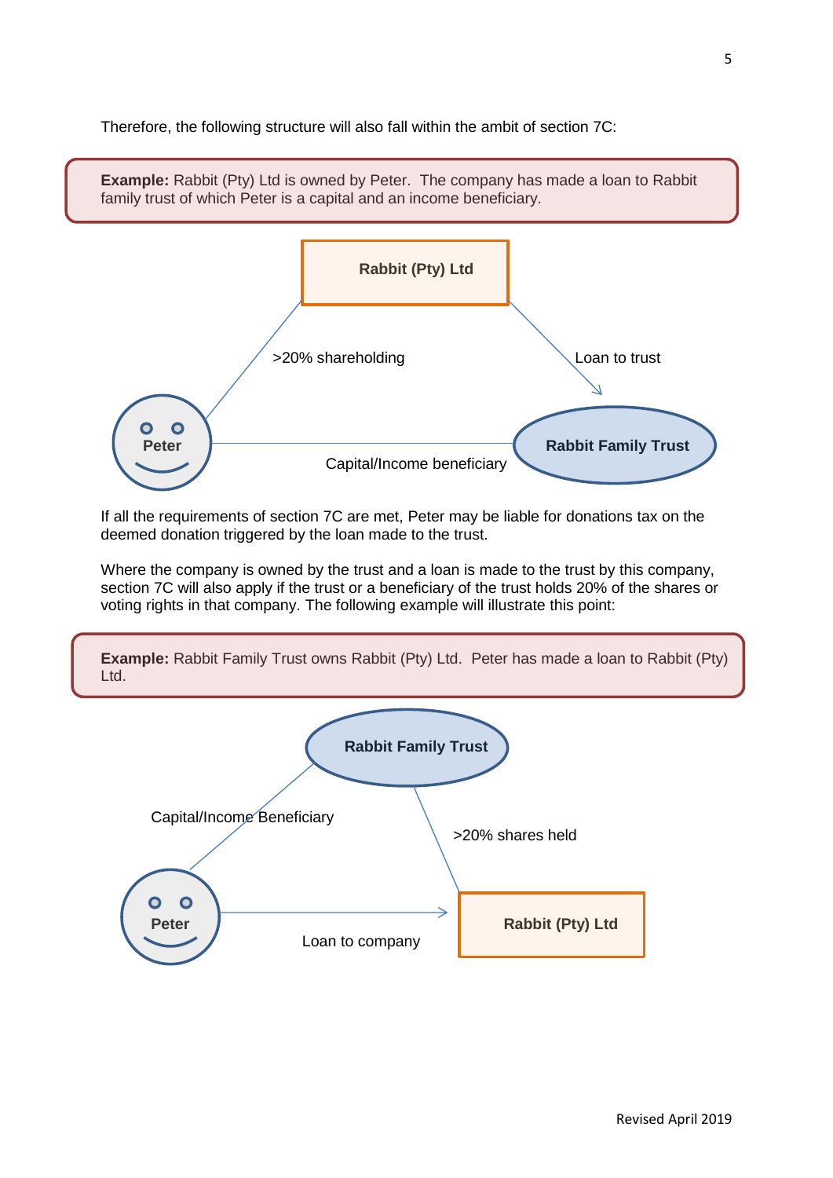Therefore, the following structure will also fall within the ambit of section 7C:

> **Example:** Rabbit (Pty) Ltd is owned by Peter. The company has made a loan to Rabbit family trust of which Peter is a capital and an income beneficiary.

Rabbit (Pty) Ltd

>20% shareholding

Loan to trust

Peter

Rabbit Family Trust

Capital/Income beneficiary

If all the requirements of section 7C are met, Peter may be liable for donations tax on the deemed donation triggered by the loan made to the trust.

Where the company is owned by the trust and a loan is made to the trust by this company, section 7C will also apply if the trust or a beneficiary of the trust holds 20% of the shares or voting rights in that company. The following example will illustrate this point:

> **Example:** Rabbit Family Trust owns Rabbit (Pty) Ltd. Peter has made a loan to Rabbit (Pty) Ltd.

Rabbit Family Trust

Capital/Income Beneficiary

>20% shares held

Peter

Rabbit (Pty) Ltd

Loan to company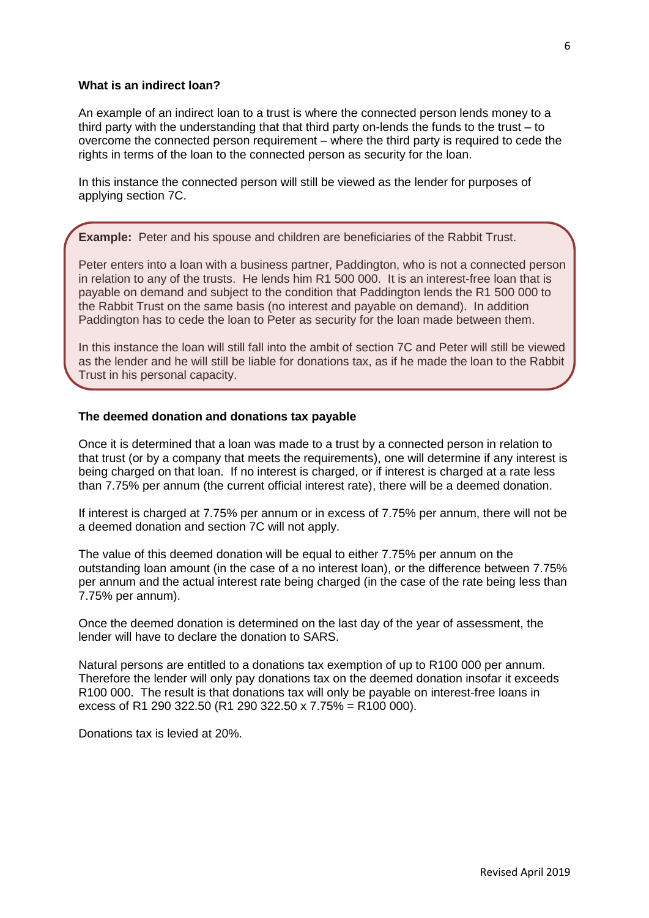**What is an indirect loan?**

An example of an indirect loan to a trust is where the connected person lends money to a third party with the understanding that that third party on-lends the funds to the trust – to overcome the connected person requirement – where the third party is required to cede the rights in terms of the loan to the connected person as security for the loan.

In this instance the connected person will still be viewed as the lender for purposes of applying section 7C.

> **Example:** Peter and his spouse and children are beneficiaries of the Rabbit Trust.
>
> Peter enters into a loan with a business partner, Paddington, who is not a connected person in relation to any of the trusts. He lends him R1 500 000. It is an interest-free loan that is payable on demand and subject to the condition that Paddington lends the R1 500 000 to the Rabbit Trust on the same basis (no interest and payable on demand). In addition Paddington has to cede the loan to Peter as security for the loan made between them.
>
> In this instance the loan will still fall into the ambit of section 7C and Peter will still be viewed as the lender and he will still be liable for donations tax, as if he made the loan to the Rabbit Trust in his personal capacity.

**The deemed donation and donations tax payable**

Once it is determined that a loan was made to a trust by a connected person in relation to that trust (or by a company that meets the requirements), one will determine if any interest is being charged on that loan. If no interest is charged, or if interest is charged at a rate less than 7.75% per annum (the current official interest rate), there will be a deemed donation.

If interest is charged at 7.75% per annum or in excess of 7.75% per annum, there will not be a deemed donation and section 7C will not apply.

The value of this deemed donation will be equal to either 7.75% per annum on the outstanding loan amount (in the case of a no interest loan), or the difference between 7.75% per annum and the actual interest rate being charged (in the case of the rate being less than 7.75% per annum).

Once the deemed donation is determined on the last day of the year of assessment, the lender will have to declare the donation to SARS.

Natural persons are entitled to a donations tax exemption of up to R100 000 per annum. Therefore the lender will only pay donations tax on the deemed donation insofar it exceeds R100 000. The result is that donations tax will only be payable on interest-free loans in excess of R1 290 322.50 (R1 290 322.50 x 7.75% = R100 000).

Donations tax is levied at 20%.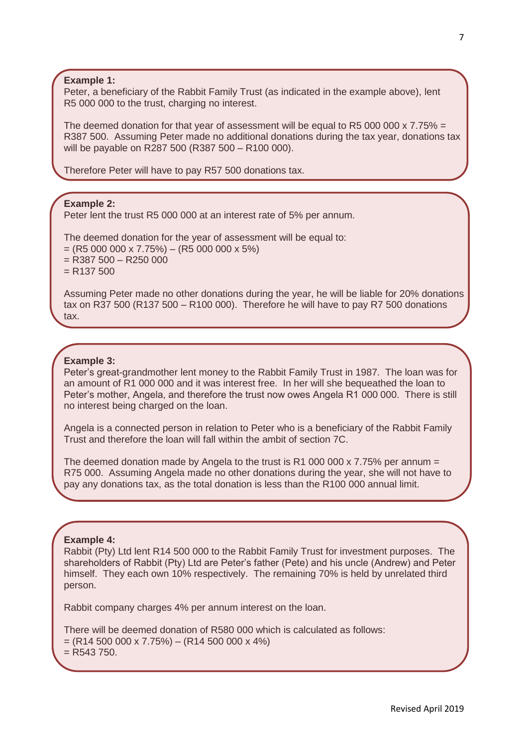**Example 1:**

Peter, a beneficiary of the Rabbit Family Trust (as indicated in the example above), lent R5 000 000 to the trust, charging no interest.

The deemed donation for that year of assessment will be equal to R5 000 000 x 7.75% = R387 500. Assuming Peter made no additional donations during the tax year, donations tax will be payable on R287 500 (R387 500 – R100 000).

Therefore Peter will have to pay R57 500 donations tax.

**Example 2:**

Peter lent the trust R5 000 000 at an interest rate of 5% per annum.

The deemed donation for the year of assessment will be equal to:
= (R5 000 000 x 7.75%) – (R5 000 000 x 5%)
= R387 500 – R250 000
= R137 500

Assuming Peter made no other donations during the year, he will be liable for 20% donations tax on R37 500 (R137 500 – R100 000). Therefore he will have to pay R7 500 donations tax.

**Example 3:**

Peter's great-grandmother lent money to the Rabbit Family Trust in 1987. The loan was for an amount of R1 000 000 and it was interest free. In her will she bequeathed the loan to Peter's mother, Angela, and therefore the trust now owes Angela R1 000 000. There is still no interest being charged on the loan.

Angela is a connected person in relation to Peter who is a beneficiary of the Rabbit Family Trust and therefore the loan will fall within the ambit of section 7C.

The deemed donation made by Angela to the trust is R1 000 000 x 7.75% per annum = R75 000. Assuming Angela made no other donations during the year, she will not have to pay any donations tax, as the total donation is less than the R100 000 annual limit.

**Example 4:**

Rabbit (Pty) Ltd lent R14 500 000 to the Rabbit Family Trust for investment purposes. The shareholders of Rabbit (Pty) Ltd are Peter's father (Pete) and his uncle (Andrew) and Peter himself. They each own 10% respectively. The remaining 70% is held by unrelated third person.

Rabbit company charges 4% per annum interest on the loan.

There will be deemed donation of R580 000 which is calculated as follows:
= (R14 500 000 x 7.75%) – (R14 500 000 x 4%)
= R543 750.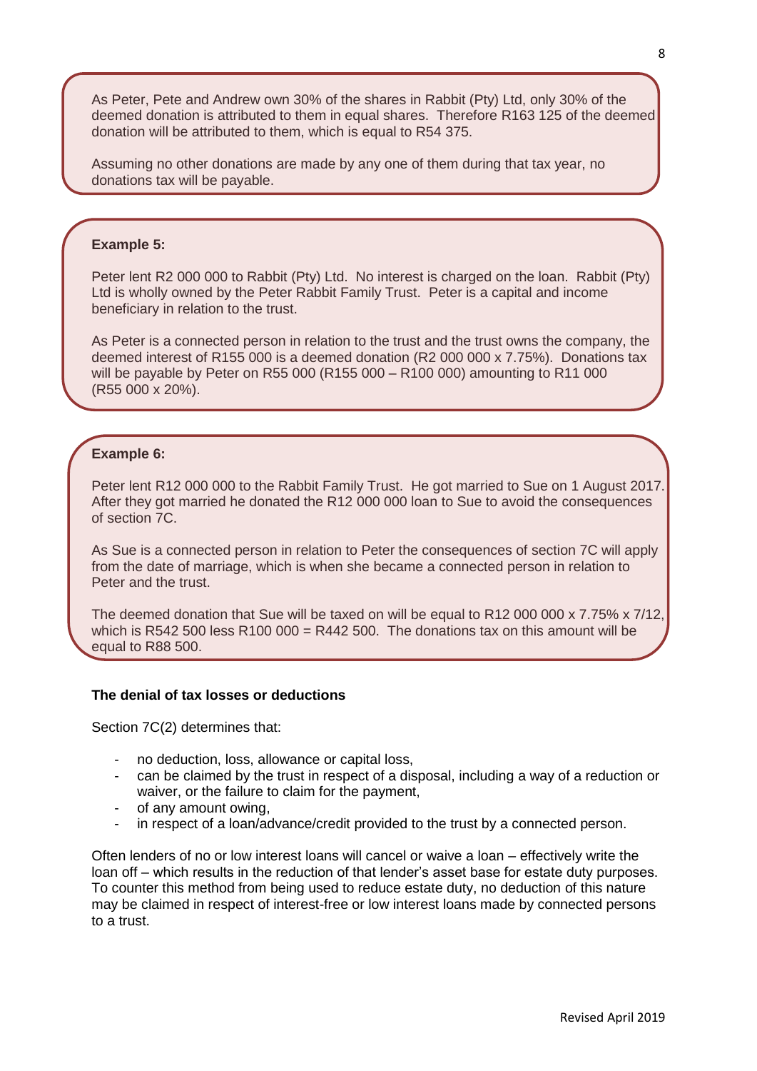As Peter, Pete and Andrew own 30% of the shares in Rabbit (Pty) Ltd, only 30% of the deemed donation is attributed to them in equal shares. Therefore R163 125 of the deemed donation will be attributed to them, which is equal to R54 375.

Assuming no other donations are made by any one of them during that tax year, no donations tax will be payable.

**Example 5:**

Peter lent R2 000 000 to Rabbit (Pty) Ltd. No interest is charged on the loan. Rabbit (Pty) Ltd is wholly owned by the Peter Rabbit Family Trust. Peter is a capital and income beneficiary in relation to the trust.

As Peter is a connected person in relation to the trust and the trust owns the company, the deemed interest of R155 000 is a deemed donation (R2 000 000 x 7.75%). Donations tax will be payable by Peter on R55 000 (R155 000 – R100 000) amounting to R11 000 (R55 000 x 20%).

**Example 6:**

Peter lent R12 000 000 to the Rabbit Family Trust. He got married to Sue on 1 August 2017. After they got married he donated the R12 000 000 loan to Sue to avoid the consequences of section 7C.

As Sue is a connected person in relation to Peter the consequences of section 7C will apply from the date of marriage, which is when she became a connected person in relation to Peter and the trust.

The deemed donation that Sue will be taxed on will be equal to R12 000 000 x 7.75% x 7/12, which is R542 500 less R100 000 = R442 500. The donations tax on this amount will be equal to R88 500.

**The denial of tax losses or deductions**

Section 7C(2) determines that:

- no deduction, loss, allowance or capital loss,
- can be claimed by the trust in respect of a disposal, including a way of a reduction or waiver, or the failure to claim for the payment,
- of any amount owing,
- in respect of a loan/advance/credit provided to the trust by a connected person.

Often lenders of no or low interest loans will cancel or waive a loan – effectively write the loan off – which results in the reduction of that lender's asset base for estate duty purposes. To counter this method from being used to reduce estate duty, no deduction of this nature may be claimed in respect of interest-free or low interest loans made by connected persons to a trust.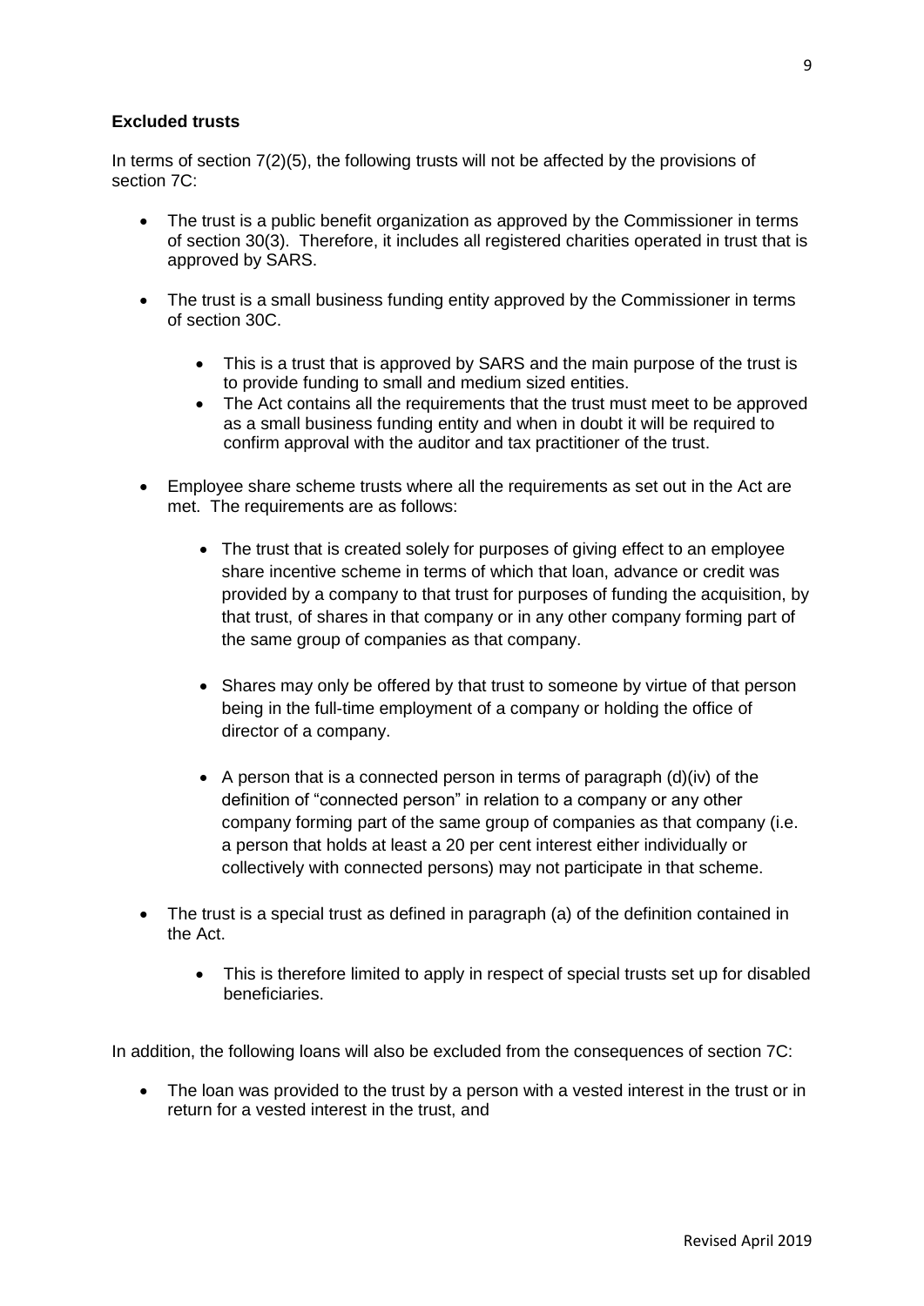**Excluded trusts**

In terms of section 7(2)(5), the following trusts will not be affected by the provisions of section 7C:

- The trust is a public benefit organization as approved by the Commissioner in terms of section 30(3). Therefore, it includes all registered charities operated in trust that is approved by SARS.
- The trust is a small business funding entity approved by the Commissioner in terms of section 30C.
  - This is a trust that is approved by SARS and the main purpose of the trust is to provide funding to small and medium sized entities.
  - The Act contains all the requirements that the trust must meet to be approved as a small business funding entity and when in doubt it will be required to confirm approval with the auditor and tax practitioner of the trust.
- Employee share scheme trusts where all the requirements as set out in the Act are met. The requirements are as follows:
  - The trust that is created solely for purposes of giving effect to an employee share incentive scheme in terms of which that loan, advance or credit was provided by a company to that trust for purposes of funding the acquisition, by that trust, of shares in that company or in any other company forming part of the same group of companies as that company.
  - Shares may only be offered by that trust to someone by virtue of that person being in the full-time employment of a company or holding the office of director of a company.
  - A person that is a connected person in terms of paragraph (d)(iv) of the definition of "connected person" in relation to a company or any other company forming part of the same group of companies as that company (i.e. a person that holds at least a 20 per cent interest either individually or collectively with connected persons) may not participate in that scheme.
- The trust is a special trust as defined in paragraph (a) of the definition contained in the Act.
  - This is therefore limited to apply in respect of special trusts set up for disabled beneficiaries.

In addition, the following loans will also be excluded from the consequences of section 7C:

- The loan was provided to the trust by a person with a vested interest in the trust or in return for a vested interest in the trust, and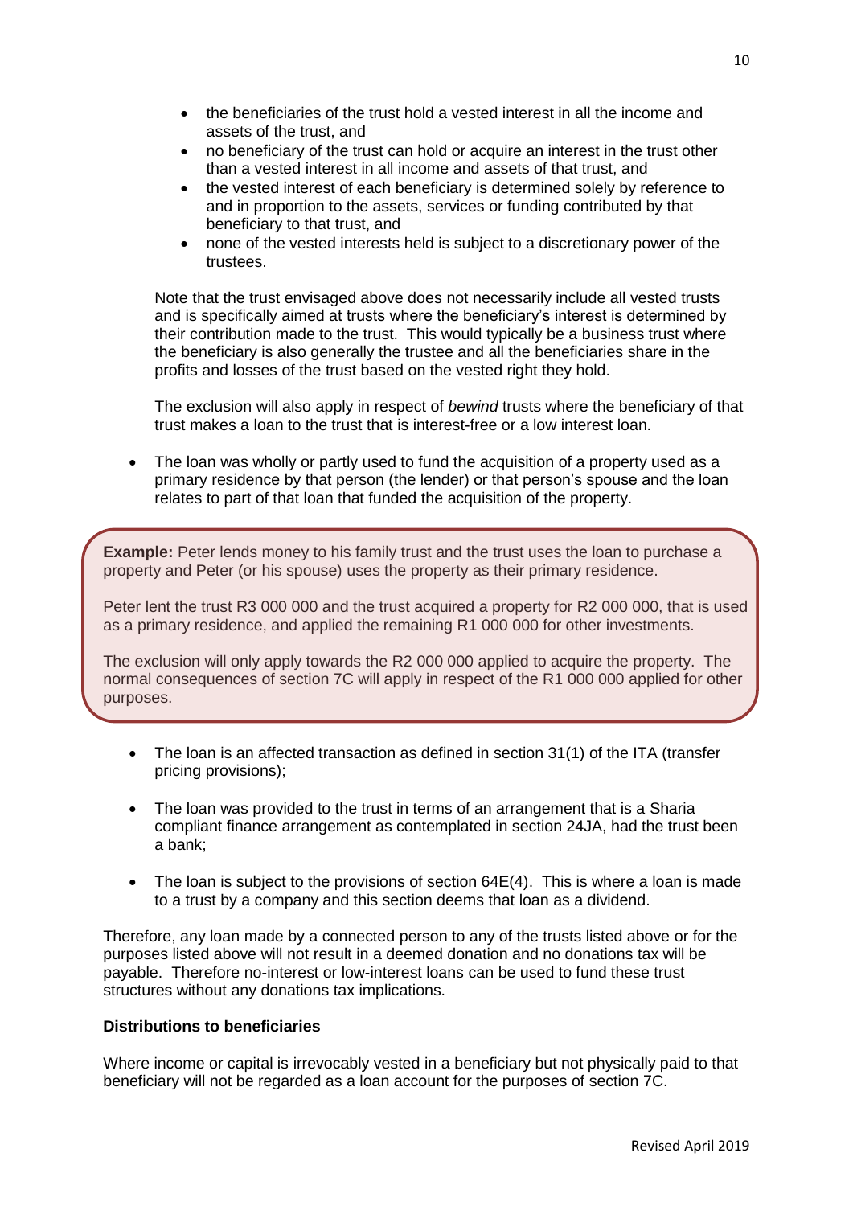- the beneficiaries of the trust hold a vested interest in all the income and assets of the trust, and
- no beneficiary of the trust can hold or acquire an interest in the trust other than a vested interest in all income and assets of that trust, and
- the vested interest of each beneficiary is determined solely by reference to and in proportion to the assets, services or funding contributed by that beneficiary to that trust, and
- none of the vested interests held is subject to a discretionary power of the trustees.

Note that the trust envisaged above does not necessarily include all vested trusts and is specifically aimed at trusts where the beneficiary's interest is determined by their contribution made to the trust. This would typically be a business trust where the beneficiary is also generally the trustee and all the beneficiaries share in the profits and losses of the trust based on the vested right they hold.

The exclusion will also apply in respect of *bewind* trusts where the beneficiary of that trust makes a loan to the trust that is interest-free or a low interest loan.

- The loan was wholly or partly used to fund the acquisition of a property used as a primary residence by that person (the lender) or that person's spouse and the loan relates to part of that loan that funded the acquisition of the property.

> **Example:** Peter lends money to his family trust and the trust uses the loan to purchase a property and Peter (or his spouse) uses the property as their primary residence.
>
> Peter lent the trust R3 000 000 and the trust acquired a property for R2 000 000, that is used as a primary residence, and applied the remaining R1 000 000 for other investments.
>
> The exclusion will only apply towards the R2 000 000 applied to acquire the property. The normal consequences of section 7C will apply in respect of the R1 000 000 applied for other purposes.

- The loan is an affected transaction as defined in section 31(1) of the ITA (transfer pricing provisions);

- The loan was provided to the trust in terms of an arrangement that is a Sharia compliant finance arrangement as contemplated in section 24JA, had the trust been a bank;

- The loan is subject to the provisions of section 64E(4). This is where a loan is made to a trust by a company and this section deems that loan as a dividend.

Therefore, any loan made by a connected person to any of the trusts listed above or for the purposes listed above will not result in a deemed donation and no donations tax will be payable. Therefore no-interest or low-interest loans can be used to fund these trust structures without any donations tax implications.

**Distributions to beneficiaries**

Where income or capital is irrevocably vested in a beneficiary but not physically paid to that beneficiary will not be regarded as a loan account for the purposes of section 7C.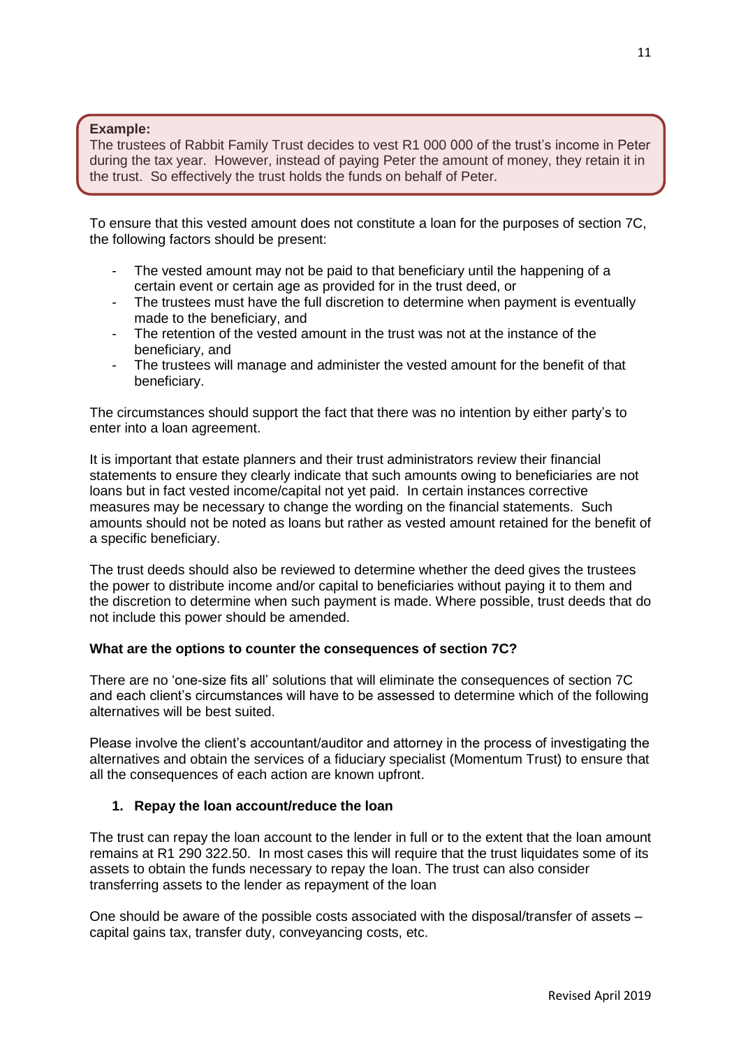**Example:**
The trustees of Rabbit Family Trust decides to vest R1 000 000 of the trust's income in Peter during the tax year. However, instead of paying Peter the amount of money, they retain it in the trust. So effectively the trust holds the funds on behalf of Peter.

To ensure that this vested amount does not constitute a loan for the purposes of section 7C, the following factors should be present:

- The vested amount may not be paid to that beneficiary until the happening of a certain event or certain age as provided for in the trust deed, or
- The trustees must have the full discretion to determine when payment is eventually made to the beneficiary, and
- The retention of the vested amount in the trust was not at the instance of the beneficiary, and
- The trustees will manage and administer the vested amount for the benefit of that beneficiary.

The circumstances should support the fact that there was no intention by either party's to enter into a loan agreement.

It is important that estate planners and their trust administrators review their financial statements to ensure they clearly indicate that such amounts owing to beneficiaries are not loans but in fact vested income/capital not yet paid. In certain instances corrective measures may be necessary to change the wording on the financial statements. Such amounts should not be noted as loans but rather as vested amount retained for the benefit of a specific beneficiary.

The trust deeds should also be reviewed to determine whether the deed gives the trustees the power to distribute income and/or capital to beneficiaries without paying it to them and the discretion to determine when such payment is made. Where possible, trust deeds that do not include this power should be amended.

**What are the options to counter the consequences of section 7C?**

There are no 'one-size fits all' solutions that will eliminate the consequences of section 7C and each client's circumstances will have to be assessed to determine which of the following alternatives will be best suited.

Please involve the client's accountant/auditor and attorney in the process of investigating the alternatives and obtain the services of a fiduciary specialist (Momentum Trust) to ensure that all the consequences of each action are known upfront.

**1. Repay the loan account/reduce the loan**

The trust can repay the loan account to the lender in full or to the extent that the loan amount remains at R1 290 322.50. In most cases this will require that the trust liquidates some of its assets to obtain the funds necessary to repay the loan. The trust can also consider transferring assets to the lender as repayment of the loan

One should be aware of the possible costs associated with the disposal/transfer of assets – capital gains tax, transfer duty, conveyancing costs, etc.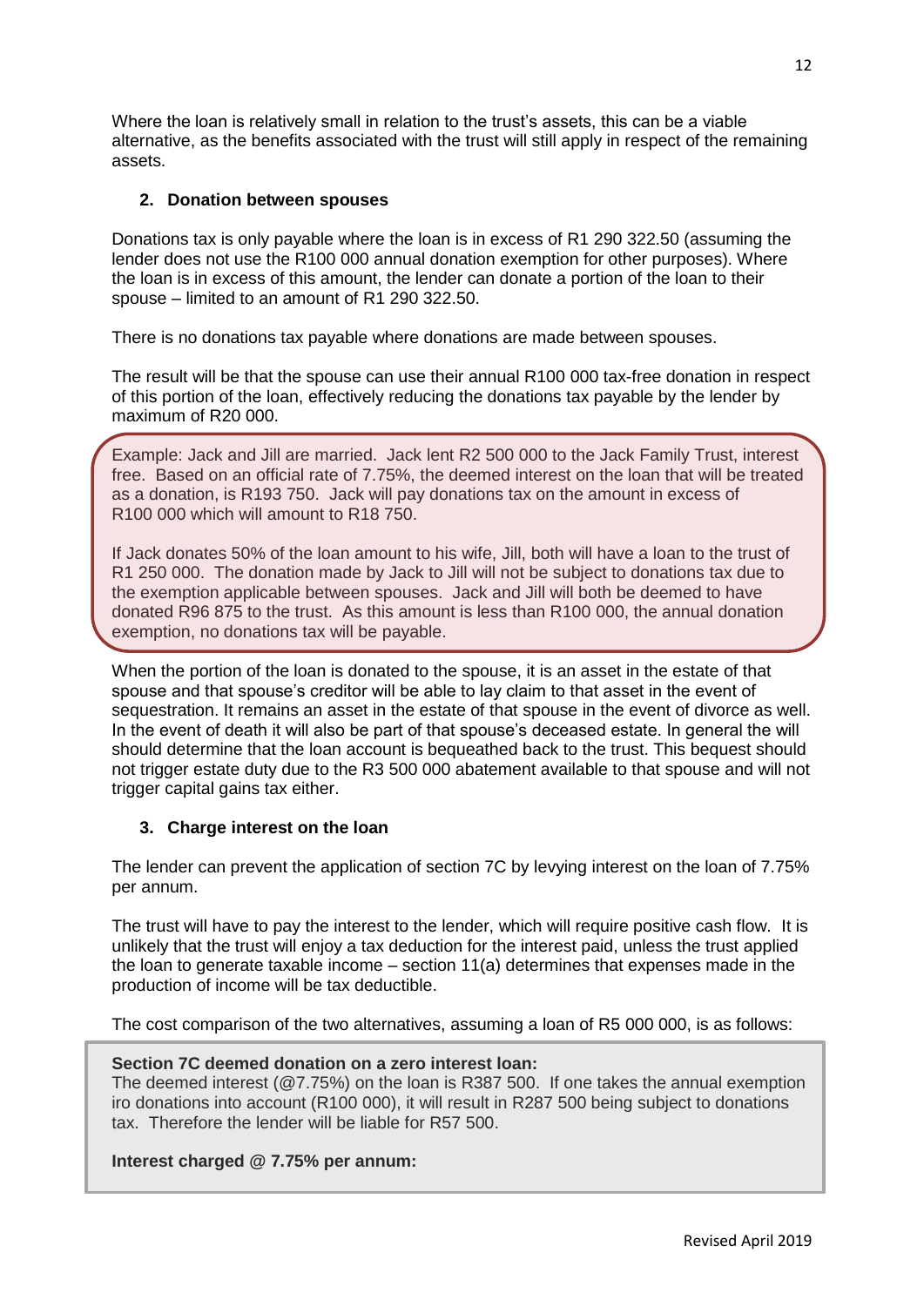Where the loan is relatively small in relation to the trust's assets, this can be a viable alternative, as the benefits associated with the trust will still apply in respect of the remaining assets.

**2. Donation between spouses**

Donations tax is only payable where the loan is in excess of R1 290 322.50 (assuming the lender does not use the R100 000 annual donation exemption for other purposes). Where the loan is in excess of this amount, the lender can donate a portion of the loan to their spouse – limited to an amount of R1 290 322.50.

There is no donations tax payable where donations are made between spouses.

The result will be that the spouse can use their annual R100 000 tax-free donation in respect of this portion of the loan, effectively reducing the donations tax payable by the lender by maximum of R20 000.

> Example: Jack and Jill are married. Jack lent R2 500 000 to the Jack Family Trust, interest free. Based on an official rate of 7.75%, the deemed interest on the loan that will be treated as a donation, is R193 750. Jack will pay donations tax on the amount in excess of R100 000 which will amount to R18 750.
>
> If Jack donates 50% of the loan amount to his wife, Jill, both will have a loan to the trust of R1 250 000. The donation made by Jack to Jill will not be subject to donations tax due to the exemption applicable between spouses. Jack and Jill will both be deemed to have donated R96 875 to the trust. As this amount is less than R100 000, the annual donation exemption, no donations tax will be payable.

When the portion of the loan is donated to the spouse, it is an asset in the estate of that spouse and that spouse's creditor will be able to lay claim to that asset in the event of sequestration. It remains an asset in the estate of that spouse in the event of divorce as well. In the event of death it will also be part of that spouse's deceased estate. In general the will should determine that the loan account is bequeathed back to the trust. This bequest should not trigger estate duty due to the R3 500 000 abatement available to that spouse and will not trigger capital gains tax either.

**3. Charge interest on the loan**

The lender can prevent the application of section 7C by levying interest on the loan of 7.75% per annum.

The trust will have to pay the interest to the lender, which will require positive cash flow. It is unlikely that the trust will enjoy a tax deduction for the interest paid, unless the trust applied the loan to generate taxable income – section 11(a) determines that expenses made in the production of income will be tax deductible.

The cost comparison of the two alternatives, assuming a loan of R5 000 000, is as follows:

> **Section 7C deemed donation on a zero interest loan:**
> The deemed interest (@7.75%) on the loan is R387 500. If one takes the annual exemption iro donations into account (R100 000), it will result in R287 500 being subject to donations tax. Therefore the lender will be liable for R57 500.
>
> **Interest charged @ 7.75% per annum:**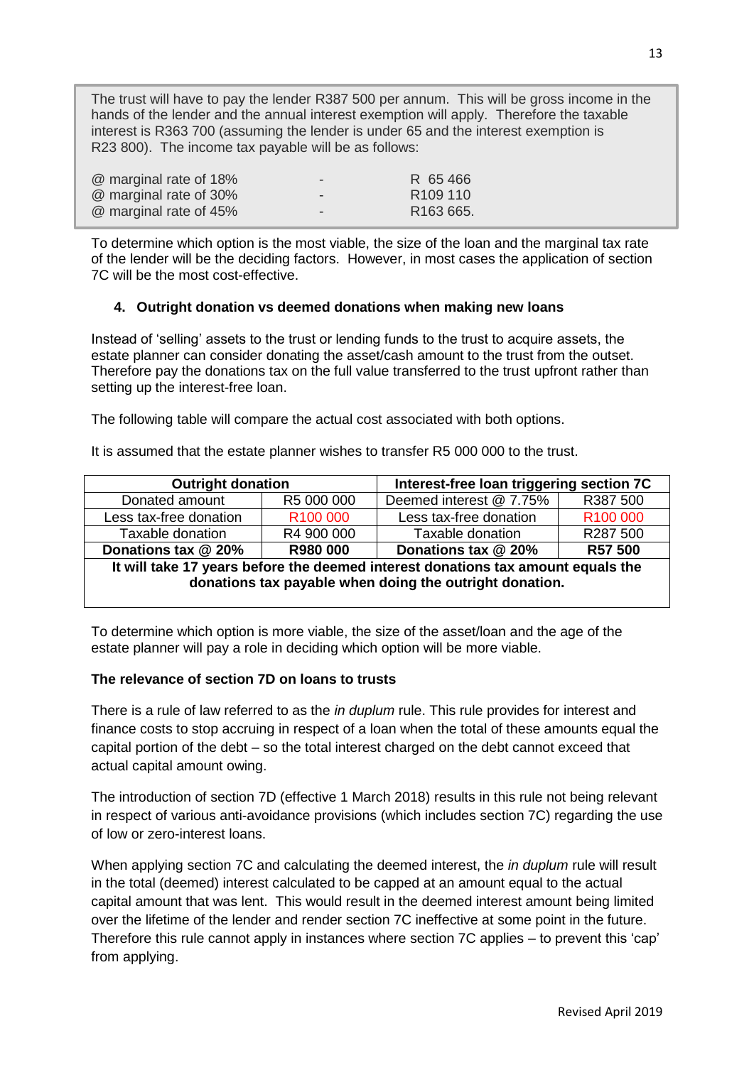The trust will have to pay the lender R387 500 per annum. This will be gross income in the hands of the lender and the annual interest exemption will apply. Therefore the taxable interest is R363 700 (assuming the lender is under 65 and the interest exemption is R23 800). The income tax payable will be as follows:

| | | |
|---|---|---|
| @ marginal rate of 18% | - | R 65 466 |
| @ marginal rate of 30% | - | R109 110 |
| @ marginal rate of 45% | - | R163 665. |

To determine which option is the most viable, the size of the loan and the marginal tax rate of the lender will be the deciding factors. However, in most cases the application of section 7C will be the most cost-effective.

### 4. Outright donation vs deemed donations when making new loans

Instead of 'selling' assets to the trust or lending funds to the trust to acquire assets, the estate planner can consider donating the asset/cash amount to the trust from the outset. Therefore pay the donations tax on the full value transferred to the trust upfront rather than setting up the interest-free loan.

The following table will compare the actual cost associated with both options.

It is assumed that the estate planner wishes to transfer R5 000 000 to the trust.

| **Outright donation** | | **Interest-free loan triggering section 7C** | |
|---|---|---|---|
| Donated amount | R5 000 000 | Deemed interest @ 7.75% | R387 500 |
| Less tax-free donation | R100 000 | Less tax-free donation | R100 000 |
| Taxable donation | R4 900 000 | Taxable donation | R287 500 |
| **Donations tax @ 20%** | **R980 000** | **Donations tax @ 20%** | **R57 500** |
| **It will take 17 years before the deemed interest donations tax amount equals the donations tax payable when doing the outright donation.** | | | |

To determine which option is more viable, the size of the asset/loan and the age of the estate planner will pay a role in deciding which option will be more viable.

**The relevance of section 7D on loans to trusts**

There is a rule of law referred to as the *in duplum* rule. This rule provides for interest and finance costs to stop accruing in respect of a loan when the total of these amounts equal the capital portion of the debt – so the total interest charged on the debt cannot exceed that actual capital amount owing.

The introduction of section 7D (effective 1 March 2018) results in this rule not being relevant in respect of various anti-avoidance provisions (which includes section 7C) regarding the use of low or zero-interest loans.

When applying section 7C and calculating the deemed interest, the *in duplum* rule will result in the total (deemed) interest calculated to be capped at an amount equal to the actual capital amount that was lent. This would result in the deemed interest amount being limited over the lifetime of the lender and render section 7C ineffective at some point in the future. Therefore this rule cannot apply in instances where section 7C applies – to prevent this 'cap' from applying.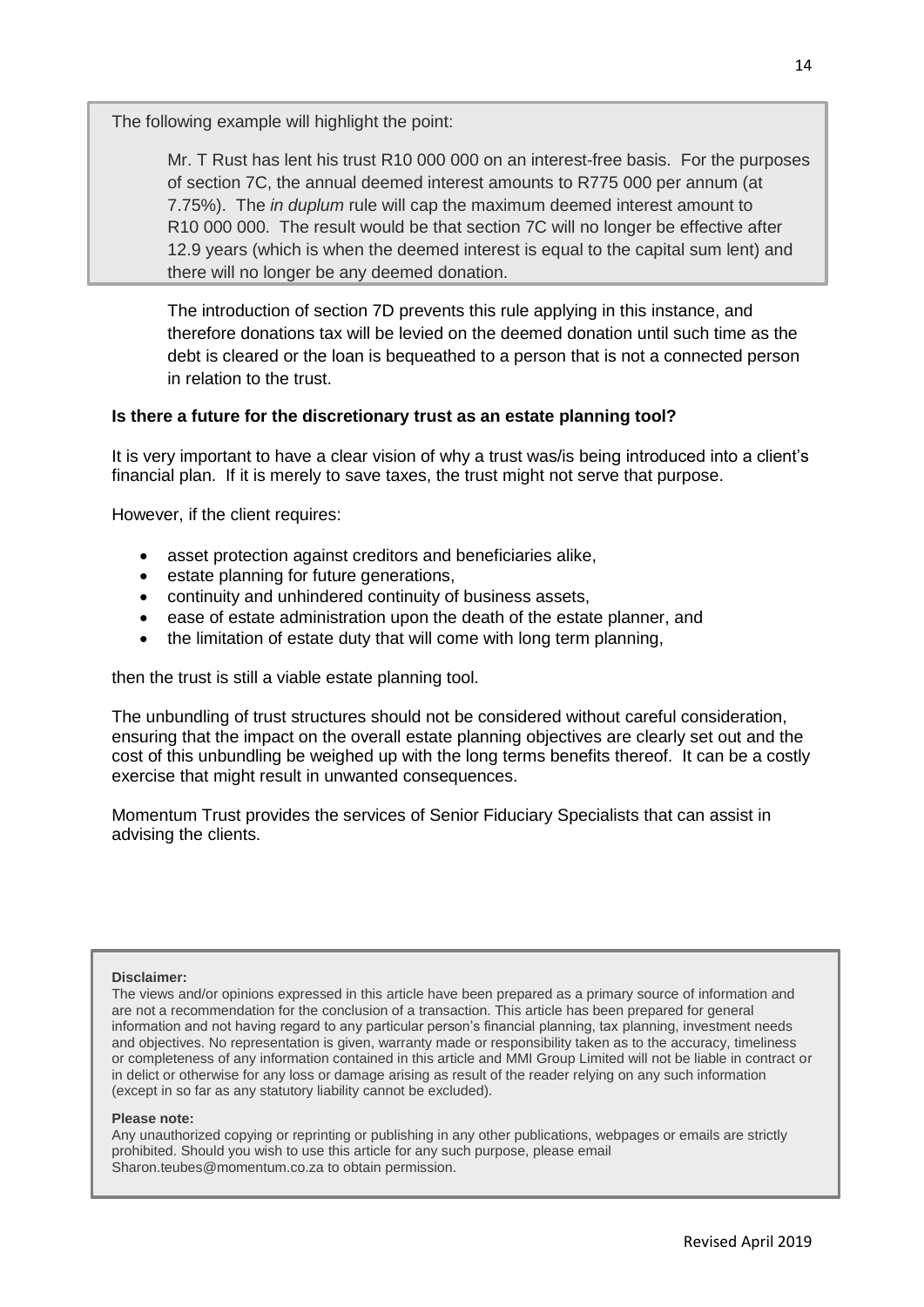The following example will highlight the point:

> Mr. T Rust has lent his trust R10 000 000 on an interest-free basis. For the purposes of section 7C, the annual deemed interest amounts to R775 000 per annum (at 7.75%). The *in duplum* rule will cap the maximum deemed interest amount to R10 000 000. The result would be that section 7C will no longer be effective after 12.9 years (which is when the deemed interest is equal to the capital sum lent) and there will no longer be any deemed donation.

The introduction of section 7D prevents this rule applying in this instance, and therefore donations tax will be levied on the deemed donation until such time as the debt is cleared or the loan is bequeathed to a person that is not a connected person in relation to the trust.

**Is there a future for the discretionary trust as an estate planning tool?**

It is very important to have a clear vision of why a trust was/is being introduced into a client's financial plan. If it is merely to save taxes, the trust might not serve that purpose.

However, if the client requires:

- asset protection against creditors and beneficiaries alike,
- estate planning for future generations,
- continuity and unhindered continuity of business assets,
- ease of estate administration upon the death of the estate planner, and
- the limitation of estate duty that will come with long term planning,

then the trust is still a viable estate planning tool.

The unbundling of trust structures should not be considered without careful consideration, ensuring that the impact on the overall estate planning objectives are clearly set out and the cost of this unbundling be weighed up with the long terms benefits thereof. It can be a costly exercise that might result in unwanted consequences.

Momentum Trust provides the services of Senior Fiduciary Specialists that can assist in advising the clients.

**Disclaimer:**
The views and/or opinions expressed in this article have been prepared as a primary source of information and are not a recommendation for the conclusion of a transaction. This article has been prepared for general information and not having regard to any particular person's financial planning, tax planning, investment needs and objectives. No representation is given, warranty made or responsibility taken as to the accuracy, timeliness or completeness of any information contained in this article and MMI Group Limited will not be liable in contract or in delict or otherwise for any loss or damage arising as result of the reader relying on any such information (except in so far as any statutory liability cannot be excluded).

**Please note:**
Any unauthorized copying or reprinting or publishing in any other publications, webpages or emails are strictly prohibited. Should you wish to use this article for any such purpose, please email Sharon.teubes@momentum.co.za to obtain permission.

Revised April 2019